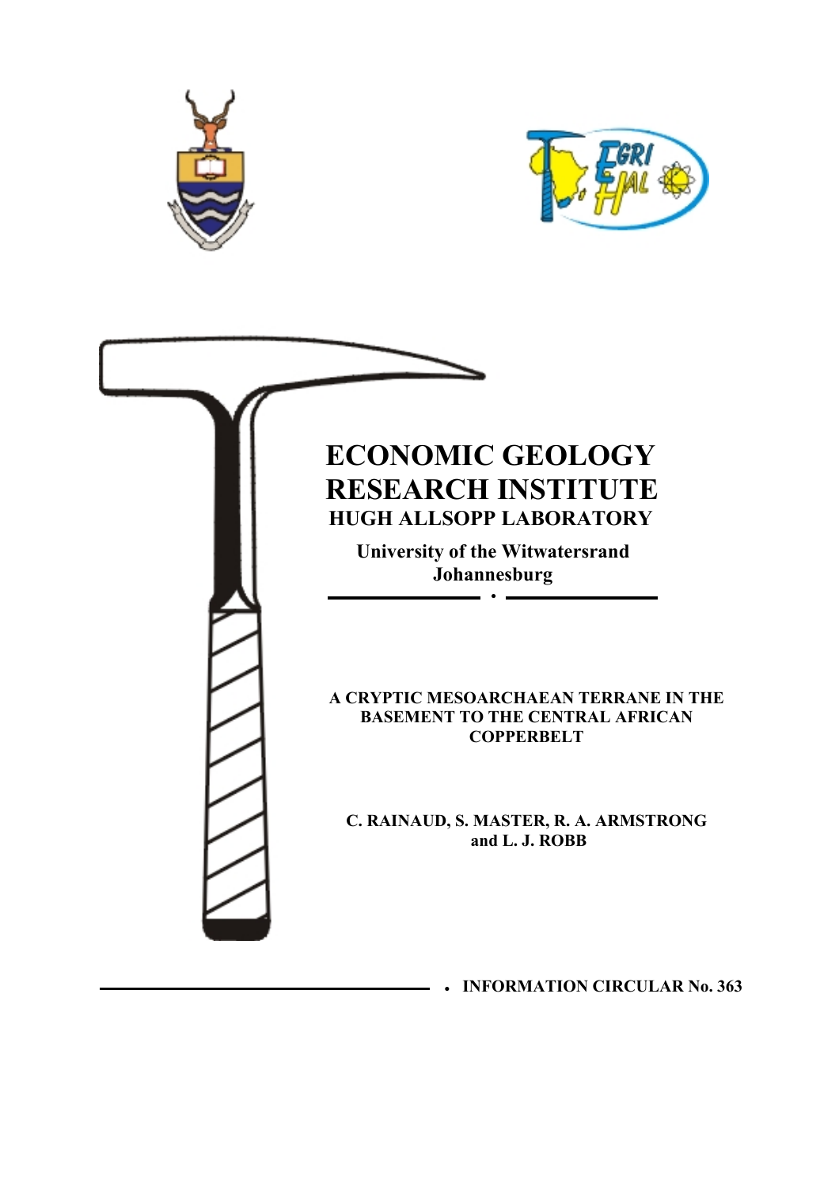# ECONOMIC GEOLOGY RESEARCH INSTITUTE

## HUGH ALLSOPP LABORATORY

**University of the Witwatersrand Johannesburg**

**A CRYPTIC MESOARCHAEAN TERRANE IN THE BASEMENT TO THE CENTRAL AFRICAN COPPERBELT**

**C. RAINAUD, S. MASTER, R. A. ARMSTRONG and L. J. ROBB**

**INFORMATION CIRCULAR No. 363**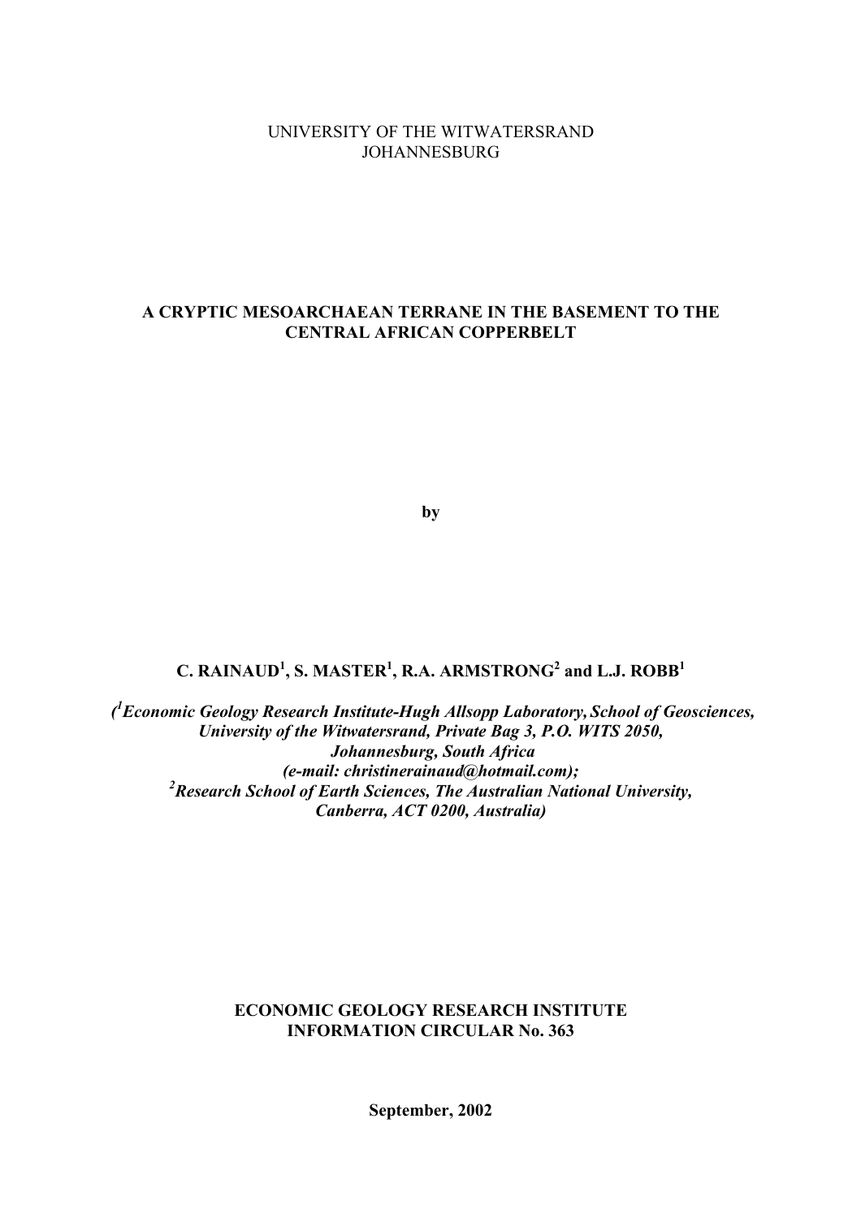UNIVERSITY OF THE WITWATERSRAND
JOHANNESBURG

**A CRYPTIC MESOARCHAEAN TERRANE IN THE BASEMENT TO THE CENTRAL AFRICAN COPPERBELT**

**by**

**C. RAINAUD[1], S. MASTER[1], R.A. ARMSTRONG[2] and L.J. ROBB[1]**

***([1]Economic Geology Research Institute-Hugh Allsopp Laboratory, School of Geosciences, University of the Witwatersrand, Private Bag 3, P.O. WITS 2050, Johannesburg, South Africa (e-mail: christinerainaud@hotmail.com); [2]Research School of Earth Sciences, The Australian National University, Canberra, ACT 0200, Australia)***

**ECONOMIC GEOLOGY RESEARCH INSTITUTE
INFORMATION CIRCULAR No. 363**

**September, 2002**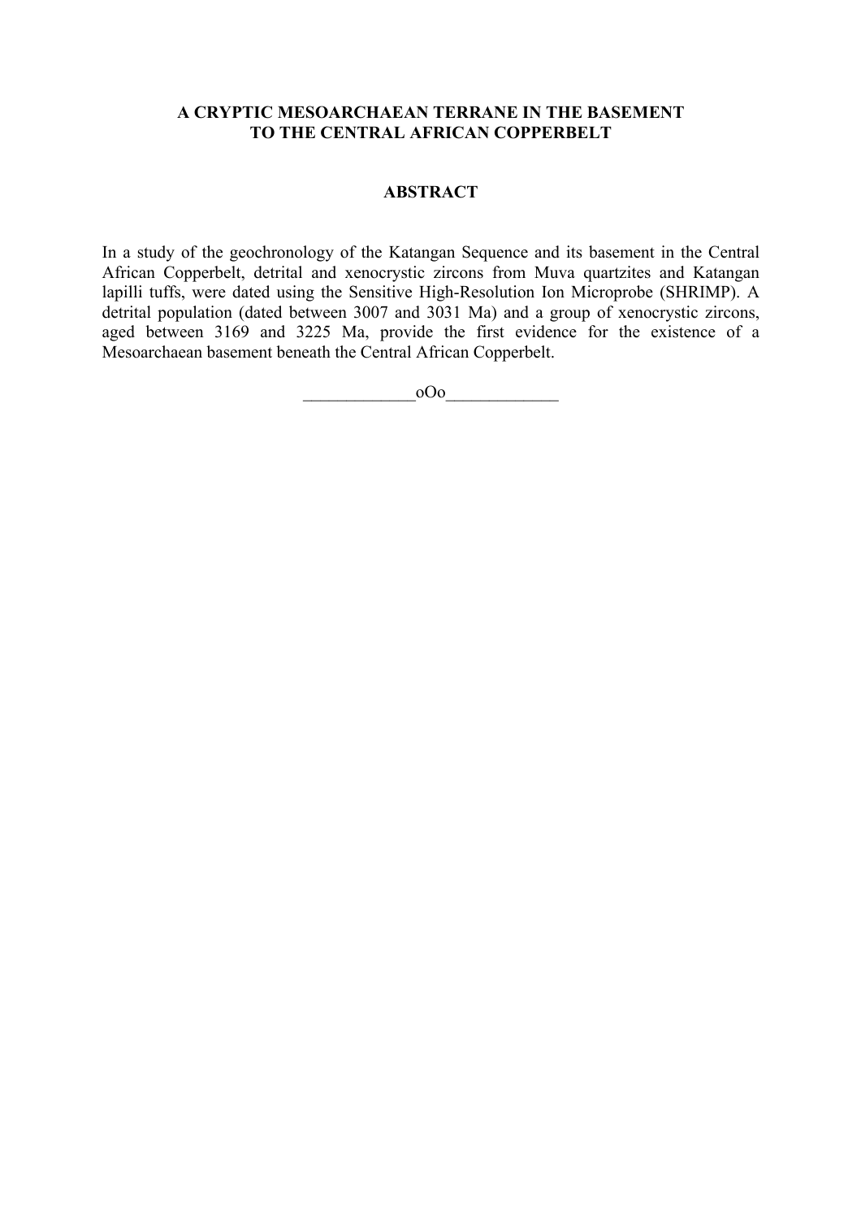# A CRYPTIC MESOARCHAEAN TERRANE IN THE BASEMENT TO THE CENTRAL AFRICAN COPPERBELT

## ABSTRACT

In a study of the geochronology of the Katangan Sequence and its basement in the Central African Copperbelt, detrital and xenocrystic zircons from Muva quartzites and Katangan lapilli tuffs, were dated using the Sensitive High-Resolution Ion Microprobe (SHRIMP). A detrital population (dated between 3007 and 3031 Ma) and a group of xenocrystic zircons, aged between 3169 and 3225 Ma, provide the first evidence for the existence of a Mesoarchaean basement beneath the Central African Copperbelt.

_____________oOo_____________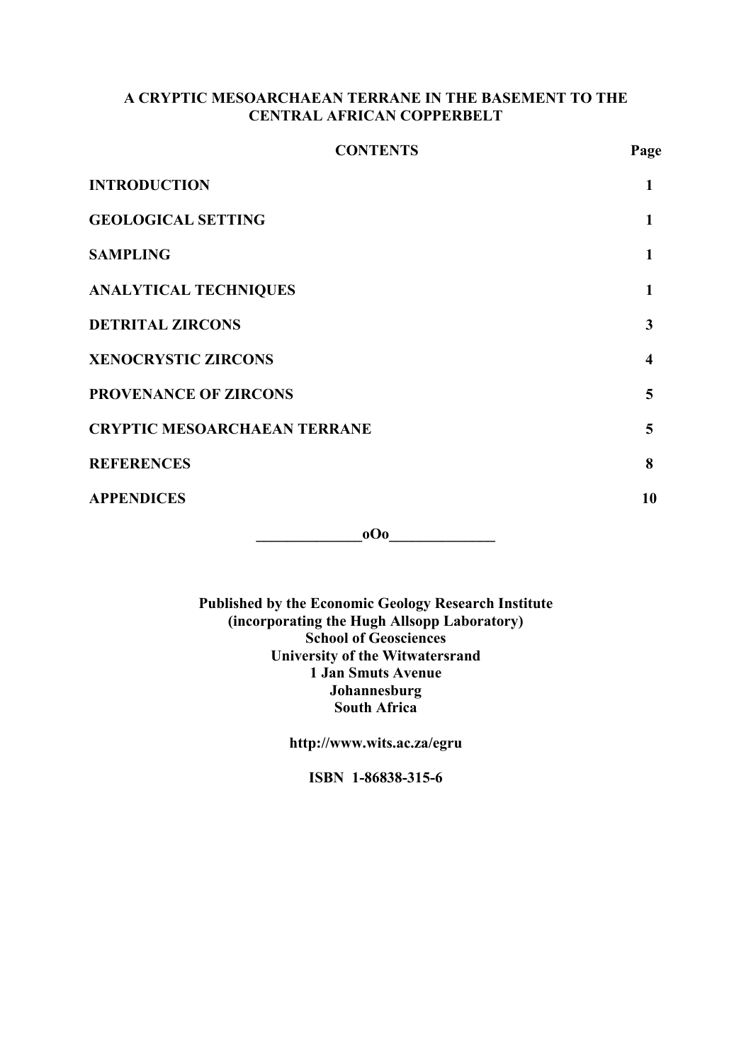**A CRYPTIC MESOARCHAEAN TERRANE IN THE BASEMENT TO THE CENTRAL AFRICAN COPPERBELT**

**CONTENTS**

| | Page |
|---|---|
| **INTRODUCTION** | **1** |
| **GEOLOGICAL SETTING** | **1** |
| **SAMPLING** | **1** |
| **ANALYTICAL TECHNIQUES** | **1** |
| **DETRITAL ZIRCONS** | **3** |
| **XENOCRYSTIC ZIRCONS** | **4** |
| **PROVENANCE OF ZIRCONS** | **5** |
| **CRYPTIC MESOARCHAEAN TERRANE** | **5** |
| **REFERENCES** | **8** |
| **APPENDICES** | **10** |

**______________oOo______________**

**Published by the Economic Geology Research Institute**
**(incorporating the Hugh Allsopp Laboratory)**
**School of Geosciences**
**University of the Witwatersrand**
**1 Jan Smuts Avenue**
**Johannesburg**
**South Africa**

**http://www.wits.ac.za/egru**

**ISBN 1-86838-315-6**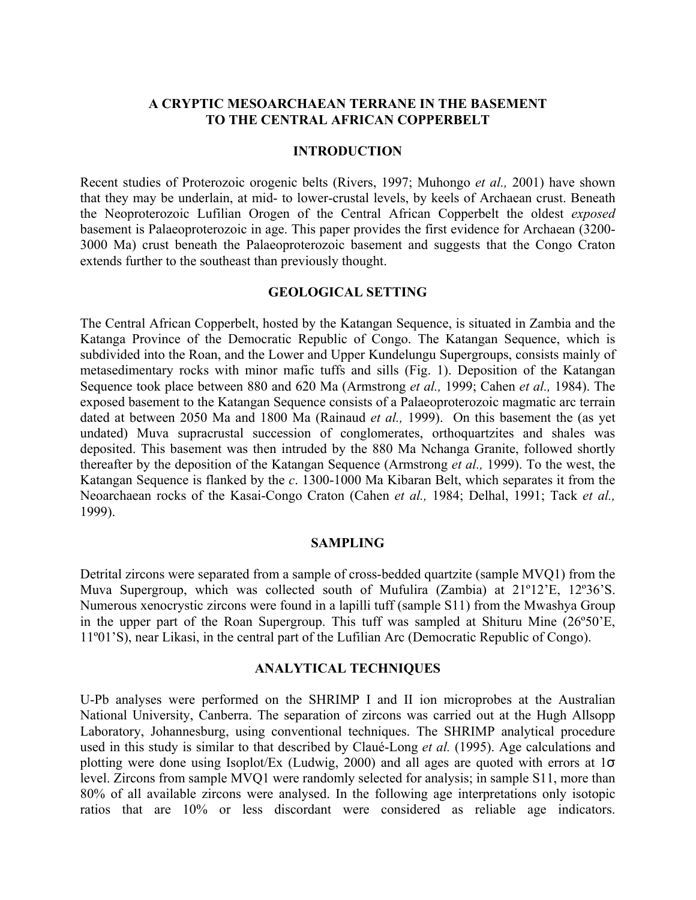# A CRYPTIC MESOARCHAEAN TERRANE IN THE BASEMENT TO THE CENTRAL AFRICAN COPPERBELT

## INTRODUCTION

Recent studies of Proterozoic orogenic belts (Rivers, 1997; Muhongo *et al.,* 2001) have shown that they may be underlain, at mid- to lower-crustal levels, by keels of Archaean crust. Beneath the Neoproterozoic Lufilian Orogen of the Central African Copperbelt the oldest *exposed* basement is Palaeoproterozoic in age. This paper provides the first evidence for Archaean (3200-3000 Ma) crust beneath the Palaeoproterozoic basement and suggests that the Congo Craton extends further to the southeast than previously thought.

## GEOLOGICAL SETTING

The Central African Copperbelt, hosted by the Katangan Sequence, is situated in Zambia and the Katanga Province of the Democratic Republic of Congo. The Katangan Sequence, which is subdivided into the Roan, and the Lower and Upper Kundelungu Supergroups, consists mainly of metasedimentary rocks with minor mafic tuffs and sills (Fig. 1). Deposition of the Katangan Sequence took place between 880 and 620 Ma (Armstrong *et al.,* 1999; Cahen *et al.,* 1984). The exposed basement to the Katangan Sequence consists of a Palaeoproterozoic magmatic arc terrain dated at between 2050 Ma and 1800 Ma (Rainaud *et al.,* 1999). On this basement the (as yet undated) Muva supracrustal succession of conglomerates, orthoquartzites and shales was deposited. This basement was then intruded by the 880 Ma Nchanga Granite, followed shortly thereafter by the deposition of the Katangan Sequence (Armstrong *et al.,* 1999). To the west, the Katangan Sequence is flanked by the *c*. 1300-1000 Ma Kibaran Belt, which separates it from the Neoarchaean rocks of the Kasai-Congo Craton (Cahen *et al.,* 1984; Delhal, 1991; Tack *et al.,* 1999).

## SAMPLING

Detrital zircons were separated from a sample of cross-bedded quartzite (sample MVQ1) from the Muva Supergroup, which was collected south of Mufulira (Zambia) at 21º12'E, 12º36'S. Numerous xenocrystic zircons were found in a lapilli tuff (sample S11) from the Mwashya Group in the upper part of the Roan Supergroup. This tuff was sampled at Shituru Mine (26º50'E, 11º01'S), near Likasi, in the central part of the Lufilian Arc (Democratic Republic of Congo).

## ANALYTICAL TECHNIQUES

U-Pb analyses were performed on the SHRIMP I and II ion microprobes at the Australian National University, Canberra. The separation of zircons was carried out at the Hugh Allsopp Laboratory, Johannesburg, using conventional techniques. The SHRIMP analytical procedure used in this study is similar to that described by Claué-Long *et al.* (1995). Age calculations and plotting were done using Isoplot/Ex (Ludwig, 2000) and all ages are quoted with errors at 1σ level. Zircons from sample MVQ1 were randomly selected for analysis; in sample S11, more than 80% of all available zircons were analysed. In the following age interpretations only isotopic ratios that are 10% or less discordant were considered as reliable age indicators.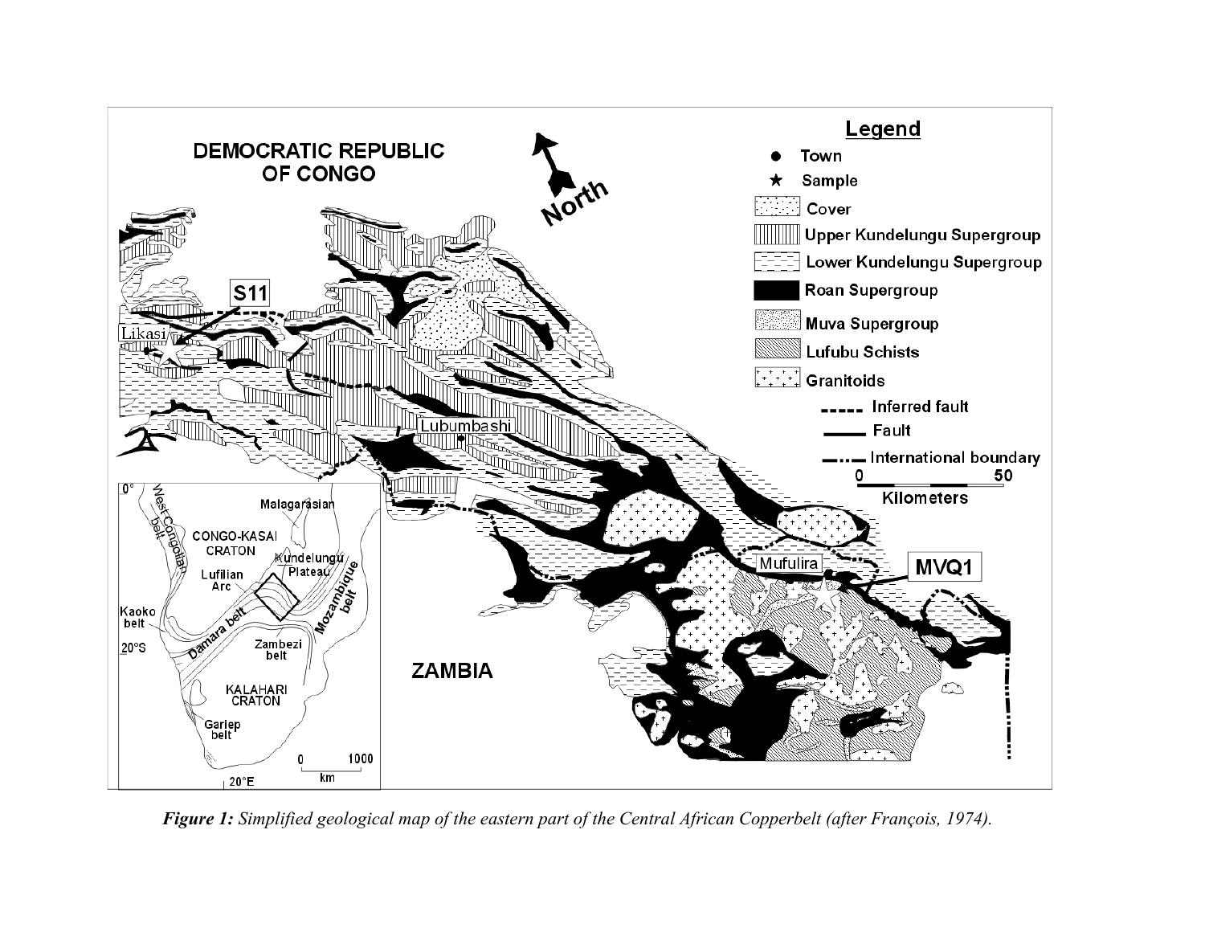***Figure 1:*** *Simplified geological map of the eastern part of the Central African Copperbelt (after François, 1974).*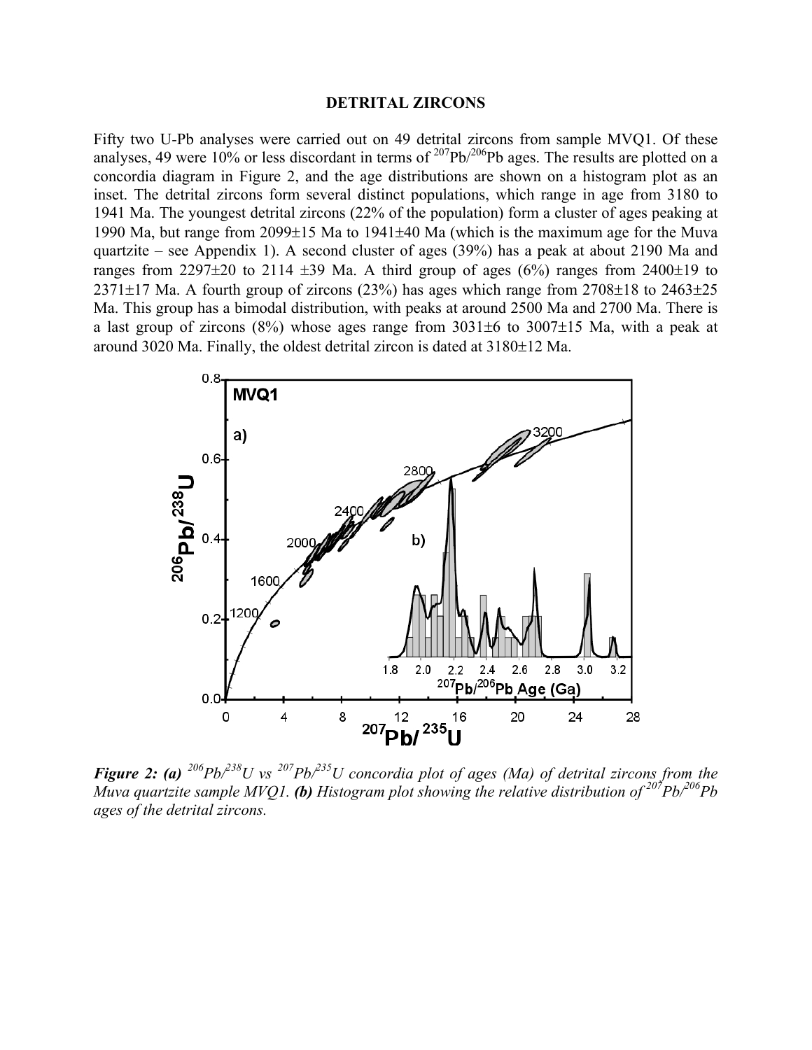## DETRITAL ZIRCONS

Fifty two U-Pb analyses were carried out on 49 detrital zircons from sample MVQ1. Of these analyses, 49 were 10% or less discordant in terms of $^{207}Pb/^{206}Pb$ ages. The results are plotted on a concordia diagram in Figure 2, and the age distributions are shown on a histogram plot as an inset. The detrital zircons form several distinct populations, which range in age from 3180 to 1941 Ma. The youngest detrital zircons (22% of the population) form a cluster of ages peaking at 1990 Ma, but range from 2099±15 Ma to 1941±40 Ma (which is the maximum age for the Muva quartzite – see Appendix 1). A second cluster of ages (39%) has a peak at about 2190 Ma and ranges from 2297±20 to 2114 ±39 Ma. A third group of ages (6%) ranges from 2400±19 to 2371±17 Ma. A fourth group of zircons (23%) has ages which range from 2708±18 to 2463±25 Ma. This group has a bimodal distribution, with peaks at around 2500 Ma and 2700 Ma. There is a last group of zircons (8%) whose ages range from 3031±6 to 3007±15 Ma, with a peak at around 3020 Ma. Finally, the oldest detrital zircon is dated at 3180±12 Ma.

***Figure 2: (a)*** *$^{206}Pb/^{238}U$ vs $^{207}Pb/^{235}U$ concordia plot of ages (Ma) of detrital zircons from the Muva quartzite sample MVQ1.* ***(b)*** *Histogram plot showing the relative distribution of $^{207}Pb/^{206}Pb$ ages of the detrital zircons.*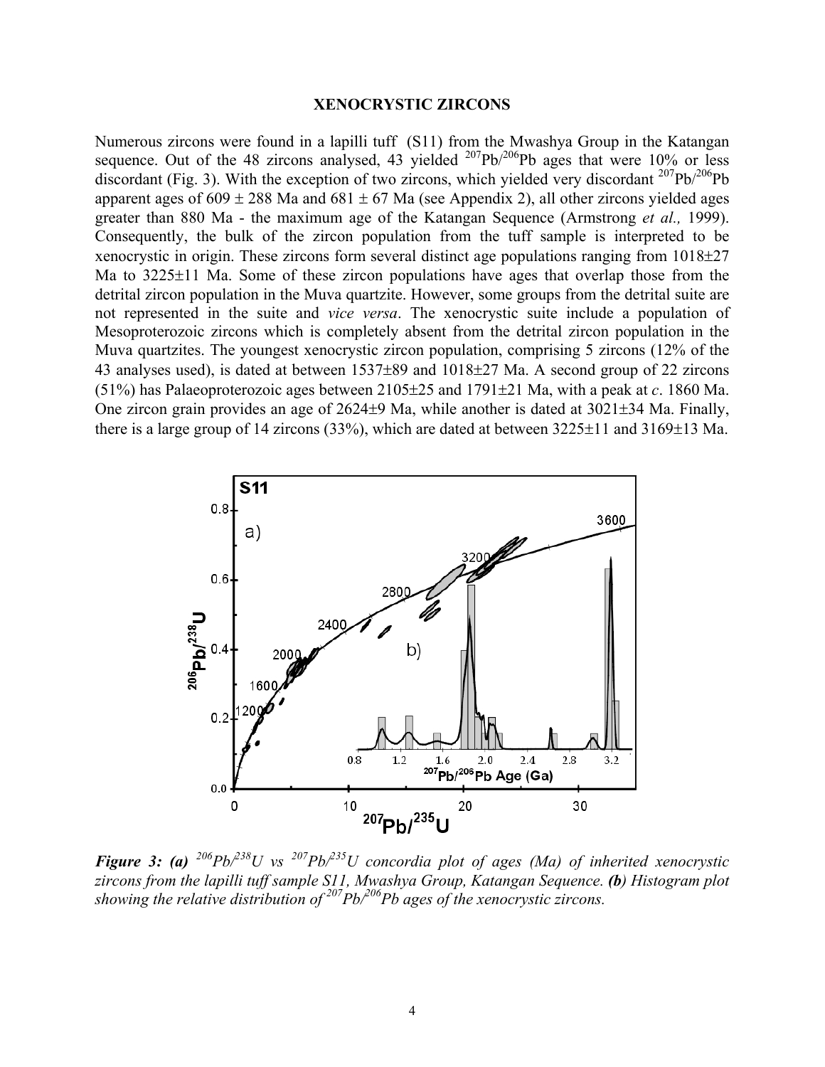## XENOCRYSTIC ZIRCONS

Numerous zircons were found in a lapilli tuff (S11) from the Mwashya Group in the Katangan sequence. Out of the 48 zircons analysed, 43 yielded $^{207}Pb/^{206}Pb$ ages that were 10% or less discordant (Fig. 3). With the exception of two zircons, which yielded very discordant $^{207}Pb/^{206}Pb$ apparent ages of 609 ± 288 Ma and 681 ± 67 Ma (see Appendix 2), all other zircons yielded ages greater than 880 Ma - the maximum age of the Katangan Sequence (Armstrong *et al.,* 1999). Consequently, the bulk of the zircon population from the tuff sample is interpreted to be xenocrystic in origin. These zircons form several distinct age populations ranging from 1018±27 Ma to 3225±11 Ma. Some of these zircon populations have ages that overlap those from the detrital zircon population in the Muva quartzite. However, some groups from the detrital suite are not represented in the suite and *vice versa*. The xenocrystic suite include a population of Mesoproterozoic zircons which is completely absent from the detrital zircon population in the Muva quartzites. The youngest xenocrystic zircon population, comprising 5 zircons (12% of the 43 analyses used), is dated at between 1537±89 and 1018±27 Ma. A second group of 22 zircons (51%) has Palaeoproterozoic ages between 2105±25 and 1791±21 Ma, with a peak at *c*. 1860 Ma. One zircon grain provides an age of 2624±9 Ma, while another is dated at 3021±34 Ma. Finally, there is a large group of 14 zircons (33%), which are dated at between 3225±11 and 3169±13 Ma.

***Figure 3: (a)*** *$^{206}Pb/^{238}U$ vs $^{207}Pb/^{235}U$ concordia plot of ages (Ma) of inherited xenocrystic zircons from the lapilli tuff sample S11, Mwashya Group, Katangan Sequence.* ***(b)*** *Histogram plot showing the relative distribution of $^{207}Pb/^{206}Pb$ ages of the xenocrystic zircons.*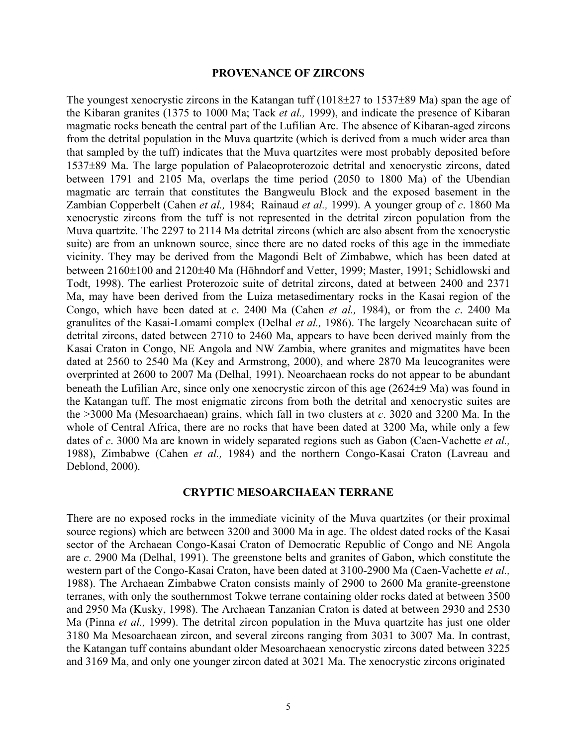## PROVENANCE OF ZIRCONS

The youngest xenocrystic zircons in the Katangan tuff (1018±27 to 1537±89 Ma) span the age of the Kibaran granites (1375 to 1000 Ma; Tack *et al.,* 1999), and indicate the presence of Kibaran magmatic rocks beneath the central part of the Lufilian Arc. The absence of Kibaran-aged zircons from the detrital population in the Muva quartzite (which is derived from a much wider area than that sampled by the tuff) indicates that the Muva quartzites were most probably deposited before 1537±89 Ma. The large population of Palaeoproterozoic detrital and xenocrystic zircons, dated between 1791 and 2105 Ma, overlaps the time period (2050 to 1800 Ma) of the Ubendian magmatic arc terrain that constitutes the Bangweulu Block and the exposed basement in the Zambian Copperbelt (Cahen *et al.,* 1984; Rainaud *et al.,* 1999). A younger group of *c*. 1860 Ma xenocrystic zircons from the tuff is not represented in the detrital zircon population from the Muva quartzite. The 2297 to 2114 Ma detrital zircons (which are also absent from the xenocrystic suite) are from an unknown source, since there are no dated rocks of this age in the immediate vicinity. They may be derived from the Magondi Belt of Zimbabwe, which has been dated at between 2160±100 and 2120±40 Ma (Höhndorf and Vetter, 1999; Master, 1991; Schidlowski and Todt, 1998). The earliest Proterozoic suite of detrital zircons, dated at between 2400 and 2371 Ma, may have been derived from the Luiza metasedimentary rocks in the Kasai region of the Congo, which have been dated at *c*. 2400 Ma (Cahen *et al.,* 1984), or from the *c*. 2400 Ma granulites of the Kasai-Lomami complex (Delhal *et al.,* 1986). The largely Neoarchaean suite of detrital zircons, dated between 2710 to 2460 Ma, appears to have been derived mainly from the Kasai Craton in Congo, NE Angola and NW Zambia, where granites and migmatites have been dated at 2560 to 2540 Ma (Key and Armstrong, 2000), and where 2870 Ma leucogranites were overprinted at 2600 to 2007 Ma (Delhal, 1991). Neoarchaean rocks do not appear to be abundant beneath the Lufilian Arc, since only one xenocrystic zircon of this age (2624±9 Ma) was found in the Katangan tuff. The most enigmatic zircons from both the detrital and xenocrystic suites are the >3000 Ma (Mesoarchaean) grains, which fall in two clusters at *c*. 3020 and 3200 Ma. In the whole of Central Africa, there are no rocks that have been dated at 3200 Ma, while only a few dates of *c*. 3000 Ma are known in widely separated regions such as Gabon (Caen-Vachette *et al.,* 1988), Zimbabwe (Cahen *et al.,* 1984) and the northern Congo-Kasai Craton (Lavreau and Deblond, 2000).

## CRYPTIC MESOARCHAEAN TERRANE

There are no exposed rocks in the immediate vicinity of the Muva quartzites (or their proximal source regions) which are between 3200 and 3000 Ma in age. The oldest dated rocks of the Kasai sector of the Archaean Congo-Kasai Craton of Democratic Republic of Congo and NE Angola are *c*. 2900 Ma (Delhal, 1991). The greenstone belts and granites of Gabon, which constitute the western part of the Congo-Kasai Craton, have been dated at 3100-2900 Ma (Caen-Vachette *et al.,* 1988). The Archaean Zimbabwe Craton consists mainly of 2900 to 2600 Ma granite-greenstone terranes, with only the southernmost Tokwe terrane containing older rocks dated at between 3500 and 2950 Ma (Kusky, 1998). The Archaean Tanzanian Craton is dated at between 2930 and 2530 Ma (Pinna *et al.,* 1999). The detrital zircon population in the Muva quartzite has just one older 3180 Ma Mesoarchaean zircon, and several zircons ranging from 3031 to 3007 Ma. In contrast, the Katangan tuff contains abundant older Mesoarchaean xenocrystic zircons dated between 3225 and 3169 Ma, and only one younger zircon dated at 3021 Ma. The xenocrystic zircons originated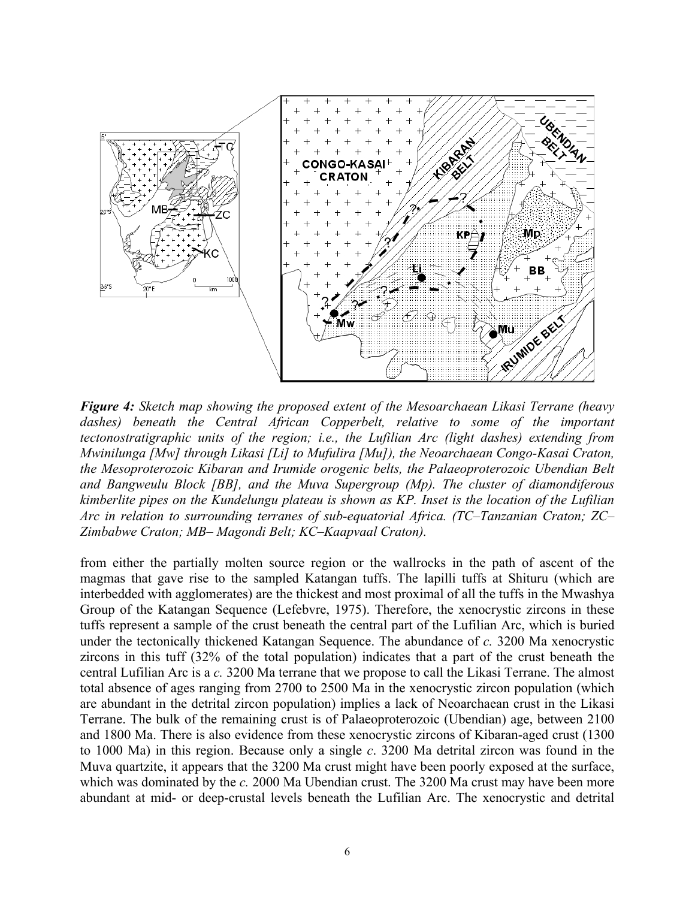***Figure 4:*** *Sketch map showing the proposed extent of the Mesoarchaean Likasi Terrane (heavy dashes) beneath the Central African Copperbelt, relative to some of the important tectonostratigraphic units of the region; i.e., the Lufilian Arc (light dashes) extending from Mwinilunga [Mw] through Likasi [Li] to Mufulira [Mu]), the Neoarchaean Congo-Kasai Craton, the Mesoproterozoic Kibaran and Irumide orogenic belts, the Palaeoproterozoic Ubendian Belt and Bangweulu Block [BB], and the Muva Supergroup (Mp). The cluster of diamondiferous kimberlite pipes on the Kundelungu plateau is shown as KP. Inset is the location of the Lufilian Arc in relation to surrounding terranes of sub-equatorial Africa. (TC–Tanzanian Craton; ZC–Zimbabwe Craton; MB– Magondi Belt; KC–Kaapvaal Craton).*

from either the partially molten source region or the wallrocks in the path of ascent of the magmas that gave rise to the sampled Katangan tuffs. The lapilli tuffs at Shituru (which are interbedded with agglomerates) are the thickest and most proximal of all the tuffs in the Mwashya Group of the Katangan Sequence (Lefebvre, 1975). Therefore, the xenocrystic zircons in these tuffs represent a sample of the crust beneath the central part of the Lufilian Arc, which is buried under the tectonically thickened Katangan Sequence. The abundance of *c.* 3200 Ma xenocrystic zircons in this tuff (32% of the total population) indicates that a part of the crust beneath the central Lufilian Arc is a *c.* 3200 Ma terrane that we propose to call the Likasi Terrane. The almost total absence of ages ranging from 2700 to 2500 Ma in the xenocrystic zircon population (which are abundant in the detrital zircon population) implies a lack of Neoarchaean crust in the Likasi Terrane. The bulk of the remaining crust is of Palaeoproterozoic (Ubendian) age, between 2100 and 1800 Ma. There is also evidence from these xenocrystic zircons of Kibaran-aged crust (1300 to 1000 Ma) in this region. Because only a single *c*. 3200 Ma detrital zircon was found in the Muva quartzite, it appears that the 3200 Ma crust might have been poorly exposed at the surface, which was dominated by the *c.* 2000 Ma Ubendian crust. The 3200 Ma crust may have been more abundant at mid- or deep-crustal levels beneath the Lufilian Arc. The xenocrystic and detrital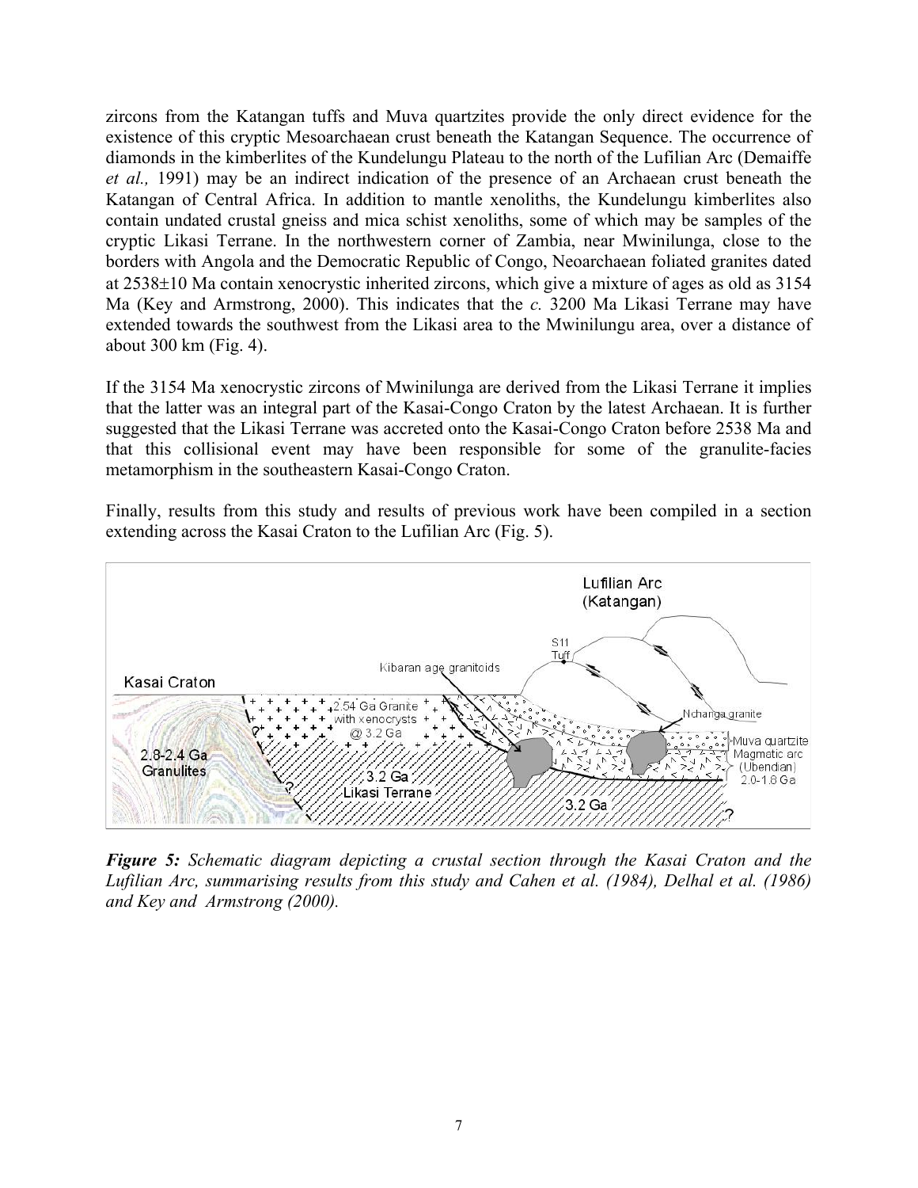zircons from the Katangan tuffs and Muva quartzites provide the only direct evidence for the existence of this cryptic Mesoarchaean crust beneath the Katangan Sequence. The occurrence of diamonds in the kimberlites of the Kundelungu Plateau to the north of the Lufilian Arc (Demaiffe *et al.,* 1991) may be an indirect indication of the presence of an Archaean crust beneath the Katangan of Central Africa. In addition to mantle xenoliths, the Kundelungu kimberlites also contain undated crustal gneiss and mica schist xenoliths, some of which may be samples of the cryptic Likasi Terrane. In the northwestern corner of Zambia, near Mwinilunga, close to the borders with Angola and the Democratic Republic of Congo, Neoarchaean foliated granites dated at 2538±10 Ma contain xenocrystic inherited zircons, which give a mixture of ages as old as 3154 Ma (Key and Armstrong, 2000). This indicates that the *c.* 3200 Ma Likasi Terrane may have extended towards the southwest from the Likasi area to the Mwinilungu area, over a distance of about 300 km (Fig. 4).

If the 3154 Ma xenocrystic zircons of Mwinilunga are derived from the Likasi Terrane it implies that the latter was an integral part of the Kasai-Congo Craton by the latest Archaean. It is further suggested that the Likasi Terrane was accreted onto the Kasai-Congo Craton before 2538 Ma and that this collisional event may have been responsible for some of the granulite-facies metamorphism in the southeastern Kasai-Congo Craton.

Finally, results from this study and results of previous work have been compiled in a section extending across the Kasai Craton to the Lufilian Arc (Fig. 5).

***Figure 5:*** *Schematic diagram depicting a crustal section through the Kasai Craton and the Lufilian Arc, summarising results from this study and Cahen et al. (1984), Delhal et al. (1986) and Key and Armstrong (2000).*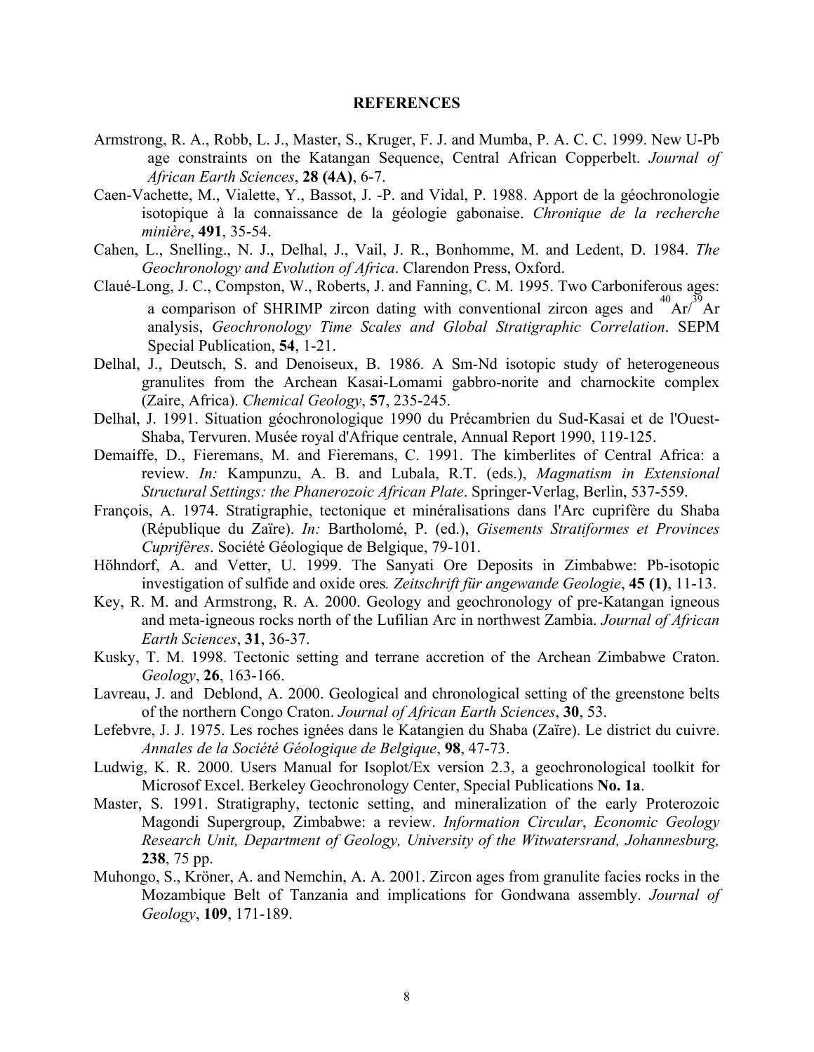## REFERENCES

Armstrong, R. A., Robb, L. J., Master, S., Kruger, F. J. and Mumba, P. A. C. C. 1999. New U-Pb age constraints on the Katangan Sequence, Central African Copperbelt. *Journal of African Earth Sciences*, **28 (4A)**, 6-7.

Caen-Vachette, M., Vialette, Y., Bassot, J. -P. and Vidal, P. 1988. Apport de la géochronologie isotopique à la connaissance de la géologie gabonaise. *Chronique de la recherche minière*, **491**, 35-54.

Cahen, L., Snelling., N. J., Delhal, J., Vail, J. R., Bonhomme, M. and Ledent, D. 1984. *The Geochronology and Evolution of Africa*. Clarendon Press, Oxford.

Claué-Long, J. C., Compston, W., Roberts, J. and Fanning, C. M. 1995. Two Carboniferous ages: a comparison of SHRIMP zircon dating with conventional zircon ages and $^{40}Ar/^{39}Ar$ analysis, *Geochronology Time Scales and Global Stratigraphic Correlation*. SEPM Special Publication, **54**, 1-21.

Delhal, J., Deutsch, S. and Denoiseux, B. 1986. A Sm-Nd isotopic study of heterogeneous granulites from the Archean Kasai-Lomami gabbro-norite and charnockite complex (Zaire, Africa). *Chemical Geology*, **57**, 235-245.

Delhal, J. 1991. Situation géochronologique 1990 du Précambrien du Sud-Kasai et de l'Ouest-Shaba, Tervuren. Musée royal d'Afrique centrale, Annual Report 1990, 119-125.

Demaiffe, D., Fieremans, M. and Fieremans, C. 1991. The kimberlites of Central Africa: a review. *In:* Kampunzu, A. B. and Lubala, R.T. (eds.), *Magmatism in Extensional Structural Settings: the Phanerozoic African Plate*. Springer-Verlag, Berlin, 537-559.

François, A. 1974. Stratigraphie, tectonique et minéralisations dans l'Arc cuprifère du Shaba (République du Zaïre). *In:* Bartholomé, P. (ed.), *Gisements Stratiformes et Provinces Cuprifères*. Société Géologique de Belgique, 79-101.

Höhndorf, A. and Vetter, U. 1999. The Sanyati Ore Deposits in Zimbabwe: Pb-isotopic investigation of sulfide and oxide ores*.* *Zeitschrift für angewande Geologie*, **45 (1)**, 11-13.

Key, R. M. and Armstrong, R. A. 2000. Geology and geochronology of pre-Katangan igneous and meta-igneous rocks north of the Lufilian Arc in northwest Zambia. *Journal of African Earth Sciences*, **31**, 36-37.

Kusky, T. M. 1998. Tectonic setting and terrane accretion of the Archean Zimbabwe Craton. *Geology*, **26**, 163-166.

Lavreau, J. and Deblond, A. 2000. Geological and chronological setting of the greenstone belts of the northern Congo Craton. *Journal of African Earth Sciences*, **30**, 53.

Lefebvre, J. J. 1975. Les roches ignées dans le Katangien du Shaba (Zaïre). Le district du cuivre. *Annales de la Société Géologique de Belgique*, **98**, 47-73.

Ludwig, K. R. 2000. Users Manual for Isoplot/Ex version 2.3, a geochronological toolkit for Microsof Excel. Berkeley Geochronology Center, Special Publications **No. 1a**.

Master, S. 1991. Stratigraphy, tectonic setting, and mineralization of the early Proterozoic Magondi Supergroup, Zimbabwe: a review. *Information Circular*, *Economic Geology Research Unit, Department of Geology, University of the Witwatersrand, Johannesburg,* **238**, 75 pp.

Muhongo, S., Kröner, A. and Nemchin, A. A. 2001. Zircon ages from granulite facies rocks in the Mozambique Belt of Tanzania and implications for Gondwana assembly. *Journal of Geology*, **109**, 171-189.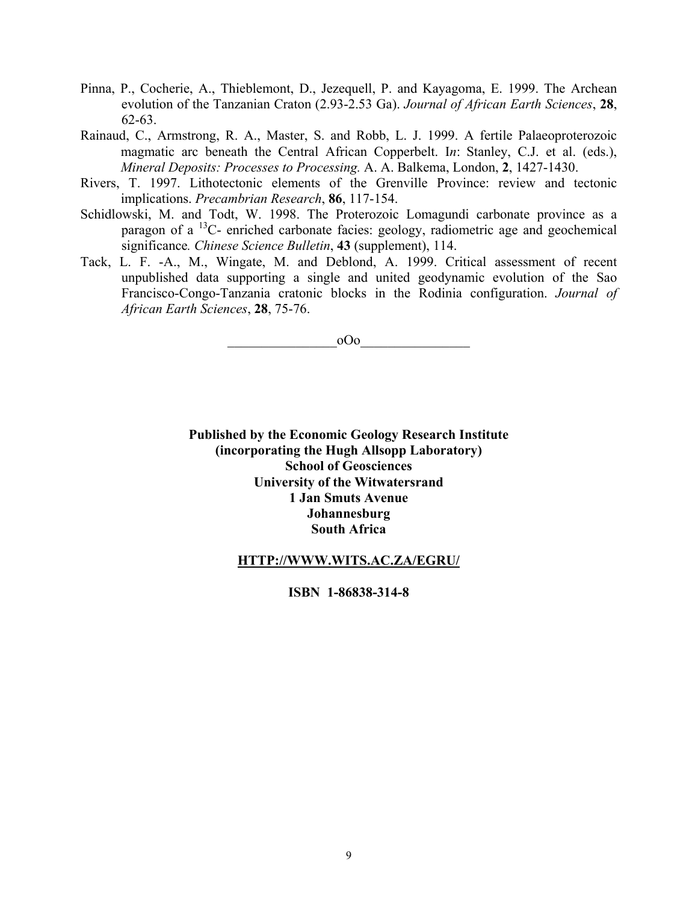Pinna, P., Cocherie, A., Thieblemont, D., Jezequell, P. and Kayagoma, E. 1999. The Archean evolution of the Tanzanian Craton (2.93-2.53 Ga). *Journal of African Earth Sciences*, **28**, 62-63.

Rainaud, C., Armstrong, R. A., Master, S. and Robb, L. J. 1999. A fertile Palaeoproterozoic magmatic arc beneath the Central African Copperbelt. I*n*: Stanley, C.J. et al. (eds.), *Mineral Deposits: Processes to Processing.* A. A. Balkema, London, **2**, 1427-1430.

Rivers, T. 1997. Lithotectonic elements of the Grenville Province: review and tectonic implications. *Precambrian Research*, **86**, 117-154.

Schidlowski, M. and Todt, W. 1998. The Proterozoic Lomagundi carbonate province as a paragon of a $^{13}C$- enriched carbonate facies: geology, radiometric age and geochemical significance*. Chinese Science Bulletin*, **43** (supplement), 114.

Tack, L. F. -A., M., Wingate, M. and Deblond, A. 1999. Critical assessment of recent unpublished data supporting a single and united geodynamic evolution of the Sao Francisco-Congo-Tanzania cratonic blocks in the Rodinia configuration. *Journal of African Earth Sciences*, **28**, 75-76.

________________oOo________________

**Published by the Economic Geology Research Institute**
**(incorporating the Hugh Allsopp Laboratory)**
**School of Geosciences**
**University of the Witwatersrand**
**1 Jan Smuts Avenue**
**Johannesburg**
**South Africa**

**HTTP://WWW.WITS.AC.ZA/EGRU/**

**ISBN 1-86838-314-8**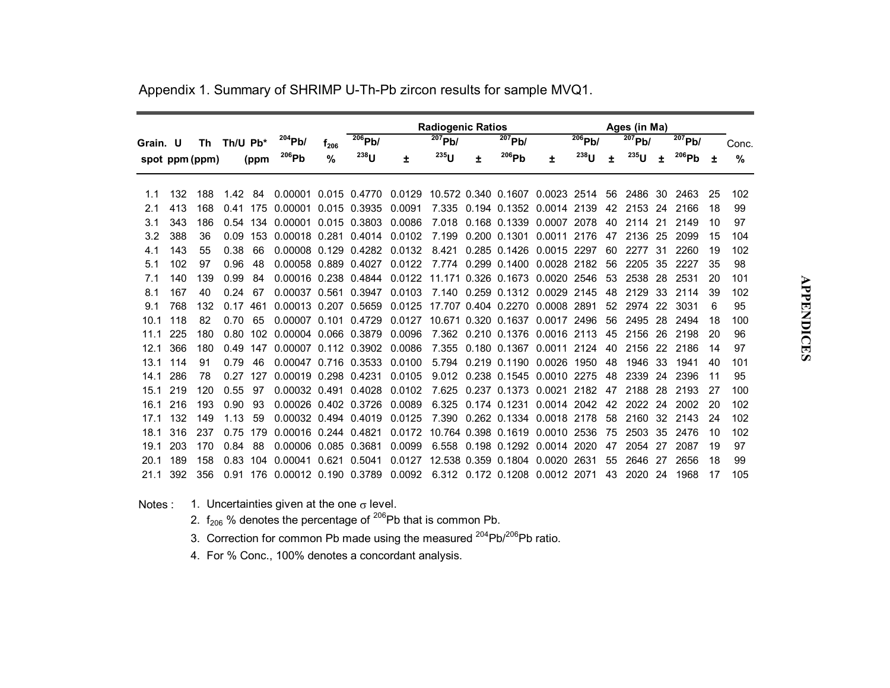Appendix 1. Summary of SHRIMP U-Th-Pb zircon results for sample MVQ1.

| Grain. spot | U ppm | Th (ppm) | Th/U | Pb* (ppm | $^{204}$Pb/$^{206}$Pb | $f_{206}$ % | Radiogenic Ratios $^{206}$Pb/$^{238}$U | ± | $^{207}$Pb/$^{235}$U | ± | $^{207}$Pb/$^{206}$Pb | ± | Ages (in Ma) $^{206}$Pb/$^{238}$U | ± | $^{207}$Pb/$^{235}$U | ± | $^{207}$Pb/$^{206}$Pb | ± | Conc. % |
|---|---|---|---|---|---|---|---|---|---|---|---|---|---|---|---|---|---|---|---|
| 1.1 | 132 | 188 | 1.42 | 84 | 0.00001 | 0.015 | 0.4770 | 0.0129 | 10.572 | 0.340 | 0.1607 | 0.0023 | 2514 | 56 | 2486 | 30 | 2463 | 25 | 102 |
| 2.1 | 413 | 168 | 0.41 | 175 | 0.00001 | 0.015 | 0.3935 | 0.0091 | 7.335 | 0.194 | 0.1352 | 0.0014 | 2139 | 42 | 2153 | 24 | 2166 | 18 | 99 |
| 3.1 | 343 | 186 | 0.54 | 134 | 0.00001 | 0.015 | 0.3803 | 0.0086 | 7.018 | 0.168 | 0.1339 | 0.0007 | 2078 | 40 | 2114 | 21 | 2149 | 10 | 97 |
| 3.2 | 388 | 36 | 0.09 | 153 | 0.00018 | 0.281 | 0.4014 | 0.0102 | 7.199 | 0.200 | 0.1301 | 0.0011 | 2176 | 47 | 2136 | 25 | 2099 | 15 | 104 |
| 4.1 | 143 | 55 | 0.38 | 66 | 0.00008 | 0.129 | 0.4282 | 0.0132 | 8.421 | 0.285 | 0.1426 | 0.0015 | 2297 | 60 | 2277 | 31 | 2260 | 19 | 102 |
| 5.1 | 102 | 97 | 0.96 | 48 | 0.00058 | 0.889 | 0.4027 | 0.0122 | 7.774 | 0.299 | 0.1400 | 0.0028 | 2182 | 56 | 2205 | 35 | 2227 | 35 | 98 |
| 7.1 | 140 | 139 | 0.99 | 84 | 0.00016 | 0.238 | 0.4844 | 0.0122 | 11.171 | 0.326 | 0.1673 | 0.0020 | 2546 | 53 | 2538 | 28 | 2531 | 20 | 101 |
| 8.1 | 167 | 40 | 0.24 | 67 | 0.00037 | 0.561 | 0.3947 | 0.0103 | 7.140 | 0.259 | 0.1312 | 0.0029 | 2145 | 48 | 2129 | 33 | 2114 | 39 | 102 |
| 9.1 | 768 | 132 | 0.17 | 461 | 0.00013 | 0.207 | 0.5659 | 0.0125 | 17.707 | 0.404 | 0.2270 | 0.0008 | 2891 | 52 | 2974 | 22 | 3031 | 6 | 95 |
| 10.1 | 118 | 82 | 0.70 | 65 | 0.00007 | 0.101 | 0.4729 | 0.0127 | 10.671 | 0.320 | 0.1637 | 0.0017 | 2496 | 56 | 2495 | 28 | 2494 | 18 | 100 |
| 11.1 | 225 | 180 | 0.80 | 102 | 0.00004 | 0.066 | 0.3879 | 0.0096 | 7.362 | 0.210 | 0.1376 | 0.0016 | 2113 | 45 | 2156 | 26 | 2198 | 20 | 96 |
| 12.1 | 366 | 180 | 0.49 | 147 | 0.00007 | 0.112 | 0.3902 | 0.0086 | 7.355 | 0.180 | 0.1367 | 0.0011 | 2124 | 40 | 2156 | 22 | 2186 | 14 | 97 |
| 13.1 | 114 | 91 | 0.79 | 46 | 0.00047 | 0.716 | 0.3533 | 0.0100 | 5.794 | 0.219 | 0.1190 | 0.0026 | 1950 | 48 | 1946 | 33 | 1941 | 40 | 101 |
| 14.1 | 286 | 78 | 0.27 | 127 | 0.00019 | 0.298 | 0.4231 | 0.0105 | 9.012 | 0.238 | 0.1545 | 0.0010 | 2275 | 48 | 2339 | 24 | 2396 | 11 | 95 |
| 15.1 | 219 | 120 | 0.55 | 97 | 0.00032 | 0.491 | 0.4028 | 0.0102 | 7.625 | 0.237 | 0.1373 | 0.0021 | 2182 | 47 | 2188 | 28 | 2193 | 27 | 100 |
| 16.1 | 216 | 193 | 0.90 | 93 | 0.00026 | 0.402 | 0.3726 | 0.0089 | 6.325 | 0.174 | 0.1231 | 0.0014 | 2042 | 42 | 2022 | 24 | 2002 | 20 | 102 |
| 17.1 | 132 | 149 | 1.13 | 59 | 0.00032 | 0.494 | 0.4019 | 0.0125 | 7.390 | 0.262 | 0.1334 | 0.0018 | 2178 | 58 | 2160 | 32 | 2143 | 24 | 102 |
| 18.1 | 316 | 237 | 0.75 | 179 | 0.00016 | 0.244 | 0.4821 | 0.0172 | 10.764 | 0.398 | 0.1619 | 0.0010 | 2536 | 75 | 2503 | 35 | 2476 | 10 | 102 |
| 19.1 | 203 | 170 | 0.84 | 88 | 0.00006 | 0.085 | 0.3681 | 0.0099 | 6.558 | 0.198 | 0.1292 | 0.0014 | 2020 | 47 | 2054 | 27 | 2087 | 19 | 97 |
| 20.1 | 189 | 158 | 0.83 | 104 | 0.00041 | 0.621 | 0.5041 | 0.0127 | 12.538 | 0.359 | 0.1804 | 0.0020 | 2631 | 55 | 2646 | 27 | 2656 | 18 | 99 |
| 21.1 | 392 | 356 | 0.91 | 176 | 0.00012 | 0.190 | 0.3789 | 0.0092 | 6.312 | 0.172 | 0.1208 | 0.0012 | 2071 | 43 | 2020 | 24 | 1968 | 17 | 105 |

Notes :
1. Uncertainties given at the one $\sigma$ level.
2. $f_{206}$ % denotes the percentage of $^{206}$Pb that is common Pb.
3. Correction for common Pb made using the measured $^{204}$Pb/$^{206}$Pb ratio.
4. For % Conc., 100% denotes a concordant analysis.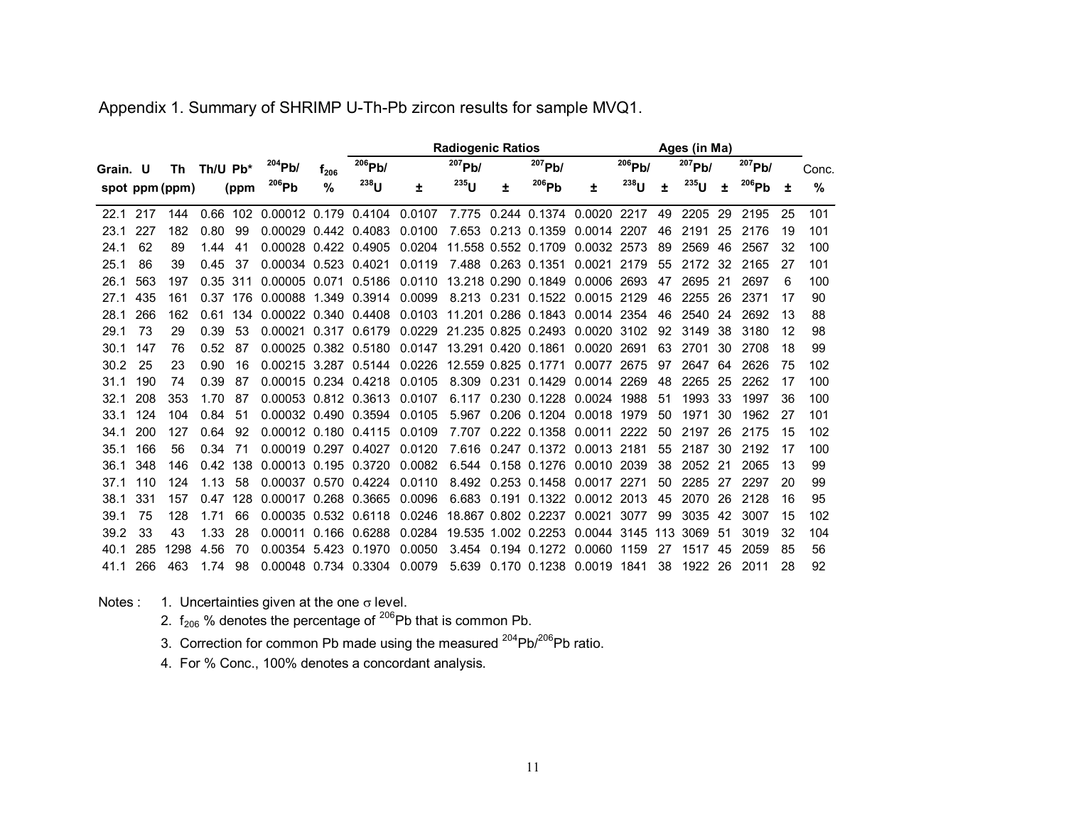Appendix 1. Summary of SHRIMP U-Th-Pb zircon results for sample MVQ1.

| | | | | | | | Radiogenic Ratios | | | | | | Ages (in Ma) | | | | | | |
|---|---|---|---|---|---|---|---|---|---|---|---|---|---|---|---|---|---|---|---|
| Grain. spot | U ppm | Th (ppm) | Th/U | Pb* (ppm | $^{204}Pb/^{206}Pb$ | $f_{206}$ % | $^{206}Pb/^{238}U$ | ± | $^{207}Pb/^{235}U$ | ± | $^{207}Pb/^{206}Pb$ | ± | $^{206}Pb/^{238}U$ | ± | $^{207}Pb/^{235}U$ | ± | $^{207}Pb/^{206}Pb$ | ± | Conc. % |
| 22.1 | 217 | 144 | 0.66 | 102 | 0.00012 | 0.179 | 0.4104 | 0.0107 | 7.775 | 0.244 | 0.1374 | 0.0020 | 2217 | 49 | 2205 | 29 | 2195 | 25 | 101 |
| 23.1 | 227 | 182 | 0.80 | 99 | 0.00029 | 0.442 | 0.4083 | 0.0100 | 7.653 | 0.213 | 0.1359 | 0.0014 | 2207 | 46 | 2191 | 25 | 2176 | 19 | 101 |
| 24.1 | 62 | 89 | 1.44 | 41 | 0.00028 | 0.422 | 0.4905 | 0.0204 | 11.558 | 0.552 | 0.1709 | 0.0032 | 2573 | 89 | 2569 | 46 | 2567 | 32 | 100 |
| 25.1 | 86 | 39 | 0.45 | 37 | 0.00034 | 0.523 | 0.4021 | 0.0119 | 7.488 | 0.263 | 0.1351 | 0.0021 | 2179 | 55 | 2172 | 32 | 2165 | 27 | 101 |
| 26.1 | 563 | 197 | 0.35 | 311 | 0.00005 | 0.071 | 0.5186 | 0.0110 | 13.218 | 0.290 | 0.1849 | 0.0006 | 2693 | 47 | 2695 | 21 | 2697 | 6 | 100 |
| 27.1 | 435 | 161 | 0.37 | 176 | 0.00088 | 1.349 | 0.3914 | 0.0099 | 8.213 | 0.231 | 0.1522 | 0.0015 | 2129 | 46 | 2255 | 26 | 2371 | 17 | 90 |
| 28.1 | 266 | 162 | 0.61 | 134 | 0.00022 | 0.340 | 0.4408 | 0.0103 | 11.201 | 0.286 | 0.1843 | 0.0014 | 2354 | 46 | 2540 | 24 | 2692 | 13 | 88 |
| 29.1 | 73 | 29 | 0.39 | 53 | 0.00021 | 0.317 | 0.6179 | 0.0229 | 21.235 | 0.825 | 0.2493 | 0.0020 | 3102 | 92 | 3149 | 38 | 3180 | 12 | 98 |
| 30.1 | 147 | 76 | 0.52 | 87 | 0.00025 | 0.382 | 0.5180 | 0.0147 | 13.291 | 0.420 | 0.1861 | 0.0020 | 2691 | 63 | 2701 | 30 | 2708 | 18 | 99 |
| 30.2 | 25 | 23 | 0.90 | 16 | 0.00215 | 3.287 | 0.5144 | 0.0226 | 12.559 | 0.825 | 0.1771 | 0.0077 | 2675 | 97 | 2647 | 64 | 2626 | 75 | 102 |
| 31.1 | 190 | 74 | 0.39 | 87 | 0.00015 | 0.234 | 0.4218 | 0.0105 | 8.309 | 0.231 | 0.1429 | 0.0014 | 2269 | 48 | 2265 | 25 | 2262 | 17 | 100 |
| 32.1 | 208 | 353 | 1.70 | 87 | 0.00053 | 0.812 | 0.3613 | 0.0107 | 6.117 | 0.230 | 0.1228 | 0.0024 | 1988 | 51 | 1993 | 33 | 1997 | 36 | 100 |
| 33.1 | 124 | 104 | 0.84 | 51 | 0.00032 | 0.490 | 0.3594 | 0.0105 | 5.967 | 0.206 | 0.1204 | 0.0018 | 1979 | 50 | 1971 | 30 | 1962 | 27 | 101 |
| 34.1 | 200 | 127 | 0.64 | 92 | 0.00012 | 0.180 | 0.4115 | 0.0109 | 7.707 | 0.222 | 0.1358 | 0.0011 | 2222 | 50 | 2197 | 26 | 2175 | 15 | 102 |
| 35.1 | 166 | 56 | 0.34 | 71 | 0.00019 | 0.297 | 0.4027 | 0.0120 | 7.616 | 0.247 | 0.1372 | 0.0013 | 2181 | 55 | 2187 | 30 | 2192 | 17 | 100 |
| 36.1 | 348 | 146 | 0.42 | 138 | 0.00013 | 0.195 | 0.3720 | 0.0082 | 6.544 | 0.158 | 0.1276 | 0.0010 | 2039 | 38 | 2052 | 21 | 2065 | 13 | 99 |
| 37.1 | 110 | 124 | 1.13 | 58 | 0.00037 | 0.570 | 0.4224 | 0.0110 | 8.492 | 0.253 | 0.1458 | 0.0017 | 2271 | 50 | 2285 | 27 | 2297 | 20 | 99 |
| 38.1 | 331 | 157 | 0.47 | 128 | 0.00017 | 0.268 | 0.3665 | 0.0096 | 6.683 | 0.191 | 0.1322 | 0.0012 | 2013 | 45 | 2070 | 26 | 2128 | 16 | 95 |
| 39.1 | 75 | 128 | 1.71 | 66 | 0.00035 | 0.532 | 0.6118 | 0.0246 | 18.867 | 0.802 | 0.2237 | 0.0021 | 3077 | 99 | 3035 | 42 | 3007 | 15 | 102 |
| 39.2 | 33 | 43 | 1.33 | 28 | 0.00011 | 0.166 | 0.6288 | 0.0284 | 19.535 | 1.002 | 0.2253 | 0.0044 | 3145 | 113 | 3069 | 51 | 3019 | 32 | 104 |
| 40.1 | 285 | 1298 | 4.56 | 70 | 0.00354 | 5.423 | 0.1970 | 0.0050 | 3.454 | 0.194 | 0.1272 | 0.0060 | 1159 | 27 | 1517 | 45 | 2059 | 85 | 56 |
| 41.1 | 266 | 463 | 1.74 | 98 | 0.00048 | 0.734 | 0.3304 | 0.0079 | 5.639 | 0.170 | 0.1238 | 0.0019 | 1841 | 38 | 1922 | 26 | 2011 | 28 | 92 |

Notes :
1. Uncertainties given at the one $\sigma$ level.
2. $f_{206}$ % denotes the percentage of $^{206}Pb$ that is common Pb.
3. Correction for common Pb made using the measured $^{204}Pb/^{206}Pb$ ratio.
4. For % Conc., 100% denotes a concordant analysis.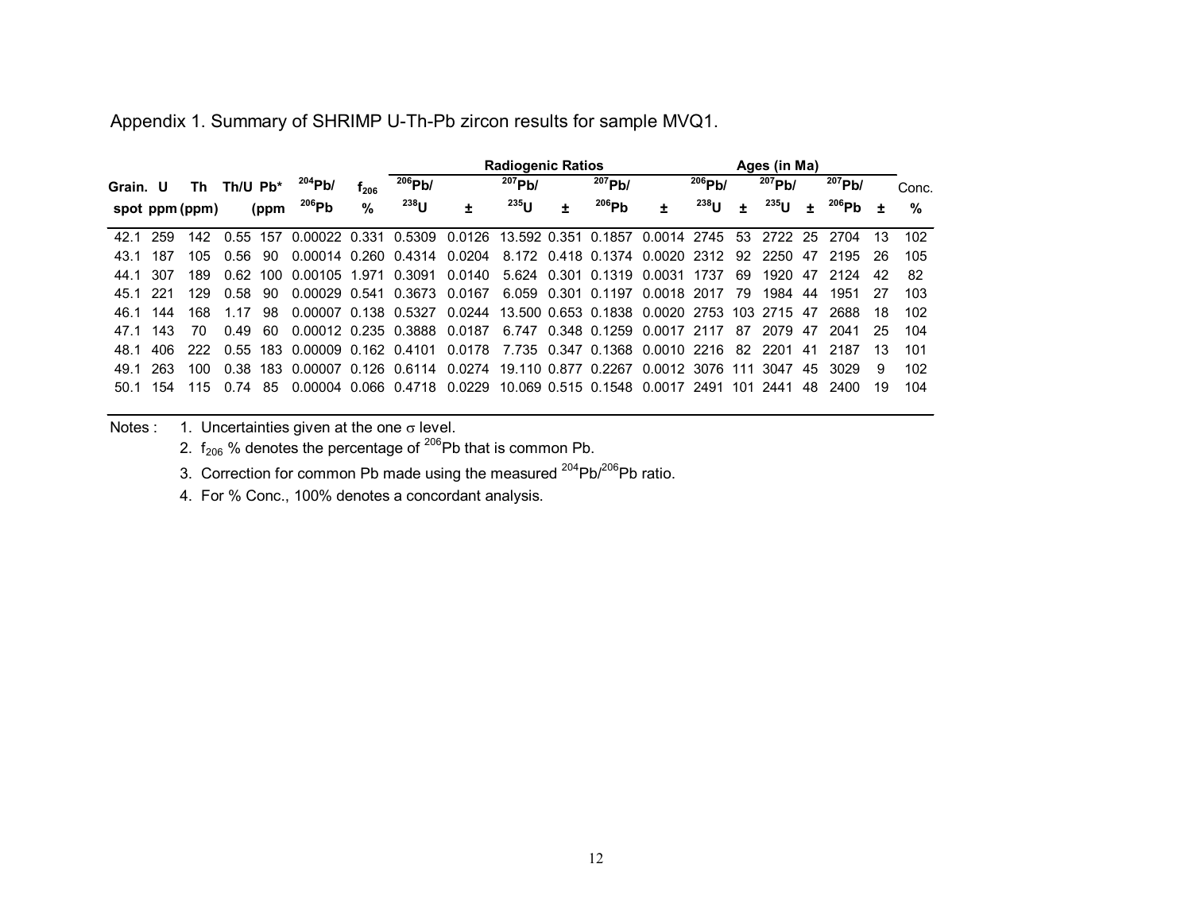Appendix 1. Summary of SHRIMP U-Th-Pb zircon results for sample MVQ1.

| Grain. spot | U ppm | Th (ppm) | Th/U | Pb* (ppm | $^{204}Pb/^{206}Pb$ | $f_{206}$ % | Radiogenic Ratios $^{206}Pb/^{238}U$ | ± | $^{207}Pb/^{235}U$ | ± | $^{207}Pb/^{206}Pb$ | ± | Ages (in Ma) $^{206}Pb/^{238}U$ | ± | $^{207}Pb/^{235}U$ | ± | $^{207}Pb/^{206}Pb$ | ± | Conc. % |
|---|---|---|---|---|---|---|---|---|---|---|---|---|---|---|---|---|---|---|---|
| 42.1 | 259 | 142 | 0.55 | 157 | 0.00022 | 0.331 | 0.5309 | 0.0126 | 13.592 | 0.351 | 0.1857 | 0.0014 | 2745 | 53 | 2722 | 25 | 2704 | 13 | 102 |
| 43.1 | 187 | 105 | 0.56 | 90 | 0.00014 | 0.260 | 0.4314 | 0.0204 | 8.172 | 0.418 | 0.1374 | 0.0020 | 2312 | 92 | 2250 | 47 | 2195 | 26 | 105 |
| 44.1 | 307 | 189 | 0.62 | 100 | 0.00105 | 1.971 | 0.3091 | 0.0140 | 5.624 | 0.301 | 0.1319 | 0.0031 | 1737 | 69 | 1920 | 47 | 2124 | 42 | 82 |
| 45.1 | 221 | 129 | 0.58 | 90 | 0.00029 | 0.541 | 0.3673 | 0.0167 | 6.059 | 0.301 | 0.1197 | 0.0018 | 2017 | 79 | 1984 | 44 | 1951 | 27 | 103 |
| 46.1 | 144 | 168 | 1.17 | 98 | 0.00007 | 0.138 | 0.5327 | 0.0244 | 13.500 | 0.653 | 0.1838 | 0.0020 | 2753 | 103 | 2715 | 47 | 2688 | 18 | 102 |
| 47.1 | 143 | 70 | 0.49 | 60 | 0.00012 | 0.235 | 0.3888 | 0.0187 | 6.747 | 0.348 | 0.1259 | 0.0017 | 2117 | 87 | 2079 | 47 | 2041 | 25 | 104 |
| 48.1 | 406 | 222 | 0.55 | 183 | 0.00009 | 0.162 | 0.4101 | 0.0178 | 7.735 | 0.347 | 0.1368 | 0.0010 | 2216 | 82 | 2201 | 41 | 2187 | 13 | 101 |
| 49.1 | 263 | 100 | 0.38 | 183 | 0.00007 | 0.126 | 0.6114 | 0.0274 | 19.110 | 0.877 | 0.2267 | 0.0012 | 3076 | 111 | 3047 | 45 | 3029 | 9 | 102 |
| 50.1 | 154 | 115 | 0.74 | 85 | 0.00004 | 0.066 | 0.4718 | 0.0229 | 10.069 | 0.515 | 0.1548 | 0.0017 | 2491 | 101 | 2441 | 48 | 2400 | 19 | 104 |

Notes :
1. Uncertainties given at the one $\sigma$ level.
2. $f_{206}$ % denotes the percentage of $^{206}Pb$ that is common Pb.
3. Correction for common Pb made using the measured $^{204}Pb/^{206}Pb$ ratio.
4. For % Conc., 100% denotes a concordant analysis.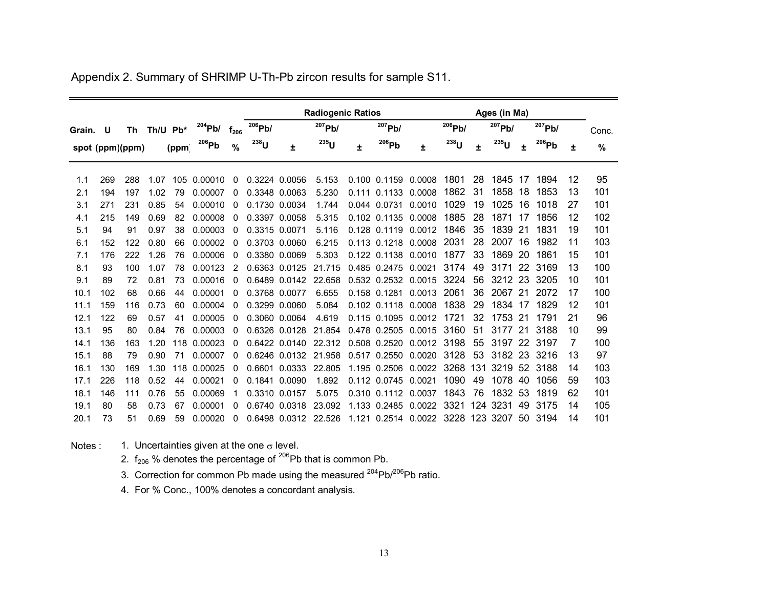Appendix 2. Summary of SHRIMP U-Th-Pb zircon results for sample S11.

| Grain. spot | U (ppm) | Th (ppm) | Th/U | Pb* (ppm) | $^{204}Pb/^{206}Pb$ | $f_{206}$ % | Radiogenic Ratios $^{206}Pb/^{238}U$ | ± | $^{207}Pb/^{235}U$ | ± | $^{207}Pb/^{206}Pb$ | ± | Ages (in Ma) $^{206}Pb/^{238}U$ | ± | $^{207}Pb/^{235}U$ | ± | $^{207}Pb/^{206}Pb$ | ± | Conc. % |
|---|---|---|---|---|---|---|---|---|---|---|---|---|---|---|---|---|---|---|---|
| 1.1 | 269 | 288 | 1.07 | 105 | 0.00010 | 0 | 0.3224 | 0.0056 | 5.153 | 0.100 | 0.1159 | 0.0008 | 1801 | 28 | 1845 | 17 | 1894 | 12 | 95 |
| 2.1 | 194 | 197 | 1.02 | 79 | 0.00007 | 0 | 0.3348 | 0.0063 | 5.230 | 0.111 | 0.1133 | 0.0008 | 1862 | 31 | 1858 | 18 | 1853 | 13 | 101 |
| 3.1 | 271 | 231 | 0.85 | 54 | 0.00010 | 0 | 0.1730 | 0.0034 | 1.744 | 0.044 | 0.0731 | 0.0010 | 1029 | 19 | 1025 | 16 | 1018 | 27 | 101 |
| 4.1 | 215 | 149 | 0.69 | 82 | 0.00008 | 0 | 0.3397 | 0.0058 | 5.315 | 0.102 | 0.1135 | 0.0008 | 1885 | 28 | 1871 | 17 | 1856 | 12 | 102 |
| 5.1 | 94 | 91 | 0.97 | 38 | 0.00003 | 0 | 0.3315 | 0.0071 | 5.116 | 0.128 | 0.1119 | 0.0012 | 1846 | 35 | 1839 | 21 | 1831 | 19 | 101 |
| 6.1 | 152 | 122 | 0.80 | 66 | 0.00002 | 0 | 0.3703 | 0.0060 | 6.215 | 0.113 | 0.1218 | 0.0008 | 2031 | 28 | 2007 | 16 | 1982 | 11 | 103 |
| 7.1 | 176 | 222 | 1.26 | 76 | 0.00006 | 0 | 0.3380 | 0.0069 | 5.303 | 0.122 | 0.1138 | 0.0010 | 1877 | 33 | 1869 | 20 | 1861 | 15 | 101 |
| 8.1 | 93 | 100 | 1.07 | 78 | 0.00123 | 2 | 0.6363 | 0.0125 | 21.715 | 0.485 | 0.2475 | 0.0021 | 3174 | 49 | 3171 | 22 | 3169 | 13 | 100 |
| 9.1 | 89 | 72 | 0.81 | 73 | 0.00016 | 0 | 0.6489 | 0.0142 | 22.658 | 0.532 | 0.2532 | 0.0015 | 3224 | 56 | 3212 | 23 | 3205 | 10 | 101 |
| 10.1 | 102 | 68 | 0.66 | 44 | 0.00001 | 0 | 0.3768 | 0.0077 | 6.655 | 0.158 | 0.1281 | 0.0013 | 2061 | 36 | 2067 | 21 | 2072 | 17 | 100 |
| 11.1 | 159 | 116 | 0.73 | 60 | 0.00004 | 0 | 0.3299 | 0.0060 | 5.084 | 0.102 | 0.1118 | 0.0008 | 1838 | 29 | 1834 | 17 | 1829 | 12 | 101 |
| 12.1 | 122 | 69 | 0.57 | 41 | 0.00005 | 0 | 0.3060 | 0.0064 | 4.619 | 0.115 | 0.1095 | 0.0012 | 1721 | 32 | 1753 | 21 | 1791 | 21 | 96 |
| 13.1 | 95 | 80 | 0.84 | 76 | 0.00003 | 0 | 0.6326 | 0.0128 | 21.854 | 0.478 | 0.2505 | 0.0015 | 3160 | 51 | 3177 | 21 | 3188 | 10 | 99 |
| 14.1 | 136 | 163 | 1.20 | 118 | 0.00023 | 0 | 0.6422 | 0.0140 | 22.312 | 0.508 | 0.2520 | 0.0012 | 3198 | 55 | 3197 | 22 | 3197 | 7 | 100 |
| 15.1 | 88 | 79 | 0.90 | 71 | 0.00007 | 0 | 0.6246 | 0.0132 | 21.958 | 0.517 | 0.2550 | 0.0020 | 3128 | 53 | 3182 | 23 | 3216 | 13 | 97 |
| 16.1 | 130 | 169 | 1.30 | 118 | 0.00025 | 0 | 0.6601 | 0.0333 | 22.805 | 1.195 | 0.2506 | 0.0022 | 3268 | 131 | 3219 | 52 | 3188 | 14 | 103 |
| 17.1 | 226 | 118 | 0.52 | 44 | 0.00021 | 0 | 0.1841 | 0.0090 | 1.892 | 0.112 | 0.0745 | 0.0021 | 1090 | 49 | 1078 | 40 | 1056 | 59 | 103 |
| 18.1 | 146 | 111 | 0.76 | 55 | 0.00069 | 1 | 0.3310 | 0.0157 | 5.075 | 0.310 | 0.1112 | 0.0037 | 1843 | 76 | 1832 | 53 | 1819 | 62 | 101 |
| 19.1 | 80 | 58 | 0.73 | 67 | 0.00001 | 0 | 0.6740 | 0.0318 | 23.092 | 1.133 | 0.2485 | 0.0022 | 3321 | 124 | 3231 | 49 | 3175 | 14 | 105 |
| 20.1 | 73 | 51 | 0.69 | 59 | 0.00020 | 0 | 0.6498 | 0.0312 | 22.526 | 1.121 | 0.2514 | 0.0022 | 3228 | 123 | 3207 | 50 | 3194 | 14 | 101 |

Notes :

1. Uncertainties given at the one $\sigma$ level.
2. $f_{206}$ % denotes the percentage of $^{206}Pb$ that is common Pb.
3. Correction for common Pb made using the measured $^{204}Pb/^{206}Pb$ ratio.
4. For % Conc., 100% denotes a concordant analysis.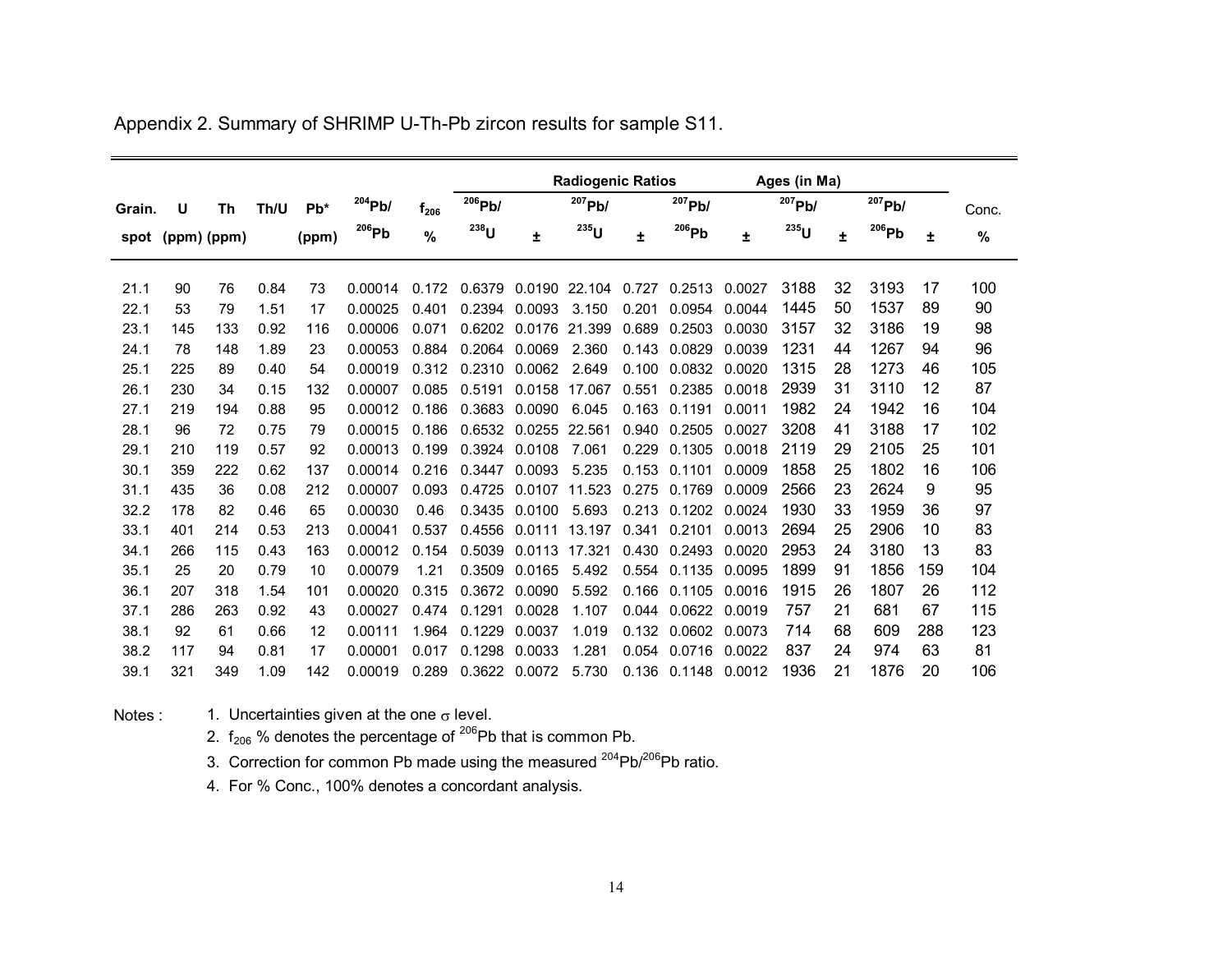Appendix 2. Summary of SHRIMP U-Th-Pb zircon results for sample S11.

| | | | | | | | Radiogenic Ratios | | | | | | Ages (in Ma) | | | | |
|---|---|---|---|---|---|---|---|---|---|---|---|---|---|---|---|---|---|
| Grain. spot | U (ppm) | Th (ppm) | Th/U | Pb* (ppm) | $^{204}Pb/^{206}Pb$ | $f_{206}$ % | $^{206}Pb/^{238}U$ | ± | $^{207}Pb/^{235}U$ | ± | $^{207}Pb/^{206}Pb$ | ± | $^{207}Pb/^{235}U$ | ± | $^{207}Pb/^{206}Pb$ | ± | Conc. % |
| 21.1 | 90 | 76 | 0.84 | 73 | 0.00014 | 0.172 | 0.6379 | 0.0190 | 22.104 | 0.727 | 0.2513 | 0.0027 | 3188 | 32 | 3193 | 17 | 100 |
| 22.1 | 53 | 79 | 1.51 | 17 | 0.00025 | 0.401 | 0.2394 | 0.0093 | 3.150 | 0.201 | 0.0954 | 0.0044 | 1445 | 50 | 1537 | 89 | 90 |
| 23.1 | 145 | 133 | 0.92 | 116 | 0.00006 | 0.071 | 0.6202 | 0.0176 | 21.399 | 0.689 | 0.2503 | 0.0030 | 3157 | 32 | 3186 | 19 | 98 |
| 24.1 | 78 | 148 | 1.89 | 23 | 0.00053 | 0.884 | 0.2064 | 0.0069 | 2.360 | 0.143 | 0.0829 | 0.0039 | 1231 | 44 | 1267 | 94 | 96 |
| 25.1 | 225 | 89 | 0.40 | 54 | 0.00019 | 0.312 | 0.2310 | 0.0062 | 2.649 | 0.100 | 0.0832 | 0.0020 | 1315 | 28 | 1273 | 46 | 105 |
| 26.1 | 230 | 34 | 0.15 | 132 | 0.00007 | 0.085 | 0.5191 | 0.0158 | 17.067 | 0.551 | 0.2385 | 0.0018 | 2939 | 31 | 3110 | 12 | 87 |
| 27.1 | 219 | 194 | 0.88 | 95 | 0.00012 | 0.186 | 0.3683 | 0.0090 | 6.045 | 0.163 | 0.1191 | 0.0011 | 1982 | 24 | 1942 | 16 | 104 |
| 28.1 | 96 | 72 | 0.75 | 79 | 0.00015 | 0.186 | 0.6532 | 0.0255 | 22.561 | 0.940 | 0.2505 | 0.0027 | 3208 | 41 | 3188 | 17 | 102 |
| 29.1 | 210 | 119 | 0.57 | 92 | 0.00013 | 0.199 | 0.3924 | 0.0108 | 7.061 | 0.229 | 0.1305 | 0.0018 | 2119 | 29 | 2105 | 25 | 101 |
| 30.1 | 359 | 222 | 0.62 | 137 | 0.00014 | 0.216 | 0.3447 | 0.0093 | 5.235 | 0.153 | 0.1101 | 0.0009 | 1858 | 25 | 1802 | 16 | 106 |
| 31.1 | 435 | 36 | 0.08 | 212 | 0.00007 | 0.093 | 0.4725 | 0.0107 | 11.523 | 0.275 | 0.1769 | 0.0009 | 2566 | 23 | 2624 | 9 | 95 |
| 32.2 | 178 | 82 | 0.46 | 65 | 0.00030 | 0.46 | 0.3435 | 0.0100 | 5.693 | 0.213 | 0.1202 | 0.0024 | 1930 | 33 | 1959 | 36 | 97 |
| 33.1 | 401 | 214 | 0.53 | 213 | 0.00041 | 0.537 | 0.4556 | 0.0111 | 13.197 | 0.341 | 0.2101 | 0.0013 | 2694 | 25 | 2906 | 10 | 83 |
| 34.1 | 266 | 115 | 0.43 | 163 | 0.00012 | 0.154 | 0.5039 | 0.0113 | 17.321 | 0.430 | 0.2493 | 0.0020 | 2953 | 24 | 3180 | 13 | 83 |
| 35.1 | 25 | 20 | 0.79 | 10 | 0.00079 | 1.21 | 0.3509 | 0.0165 | 5.492 | 0.554 | 0.1135 | 0.0095 | 1899 | 91 | 1856 | 159 | 104 |
| 36.1 | 207 | 318 | 1.54 | 101 | 0.00020 | 0.315 | 0.3672 | 0.0090 | 5.592 | 0.166 | 0.1105 | 0.0016 | 1915 | 26 | 1807 | 26 | 112 |
| 37.1 | 286 | 263 | 0.92 | 43 | 0.00027 | 0.474 | 0.1291 | 0.0028 | 1.107 | 0.044 | 0.0622 | 0.0019 | 757 | 21 | 681 | 67 | 115 |
| 38.1 | 92 | 61 | 0.66 | 12 | 0.00111 | 1.964 | 0.1229 | 0.0037 | 1.019 | 0.132 | 0.0602 | 0.0073 | 714 | 68 | 609 | 288 | 123 |
| 38.2 | 117 | 94 | 0.81 | 17 | 0.00001 | 0.017 | 0.1298 | 0.0033 | 1.281 | 0.054 | 0.0716 | 0.0022 | 837 | 24 | 974 | 63 | 81 |
| 39.1 | 321 | 349 | 1.09 | 142 | 0.00019 | 0.289 | 0.3622 | 0.0072 | 5.730 | 0.136 | 0.1148 | 0.0012 | 1936 | 21 | 1876 | 20 | 106 |

Notes :

1. Uncertainties given at the one $\sigma$ level.
2. $f_{206}$ % denotes the percentage of $^{206}Pb$ that is common Pb.
3. Correction for common Pb made using the measured $^{204}Pb/^{206}Pb$ ratio.
4. For % Conc., 100% denotes a concordant analysis.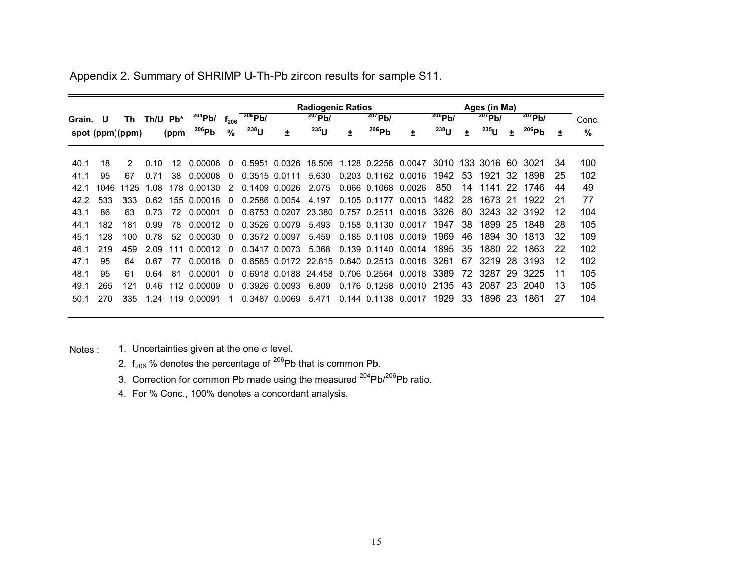Appendix 2. Summary of SHRIMP U-Th-Pb zircon results for sample S11.

| | | | | | | | Radiogenic Ratios | | | | | | Ages (in Ma) | | | | | | |
|---|---|---|---|---|---|---|---|---|---|---|---|---|---|---|---|---|---|---|---|
| Grain. spot | U (ppm) | Th (ppm) | Th/U | Pb* (ppm) | $^{204}Pb/^{206}Pb$ | $f_{206}$ % | $^{206}Pb/^{238}U$ | ± | $^{207}Pb/^{235}U$ | ± | $^{207}Pb/^{206}Pb$ | ± | $^{206}Pb/^{238}U$ | ± | $^{207}Pb/^{235}U$ | ± | $^{207}Pb/^{206}Pb$ | ± | Conc. % |
| 40.1 | 18 | 2 | 0.10 | 12 | 0.00006 | 0 | 0.5951 | 0.0326 | 18.506 | 1.128 | 0.2256 | 0.0047 | 3010 | 133 | 3016 | 60 | 3021 | 34 | 100 |
| 41.1 | 95 | 67 | 0.71 | 38 | 0.00008 | 0 | 0.3515 | 0.0111 | 5.630 | 0.203 | 0.1162 | 0.0016 | 1942 | 53 | 1921 | 32 | 1898 | 25 | 102 |
| 42.1 | 1046 | 1125 | 1.08 | 178 | 0.00130 | 2 | 0.1409 | 0.0026 | 2.075 | 0.066 | 0.1068 | 0.0026 | 850 | 14 | 1141 | 22 | 1746 | 44 | 49 |
| 42.2 | 533 | 333 | 0.62 | 155 | 0.00018 | 0 | 0.2586 | 0.0054 | 4.197 | 0.105 | 0.1177 | 0.0013 | 1482 | 28 | 1673 | 21 | 1922 | 21 | 77 |
| 43.1 | 86 | 63 | 0.73 | 72 | 0.00001 | 0 | 0.6753 | 0.0207 | 23.380 | 0.757 | 0.2511 | 0.0018 | 3326 | 80 | 3243 | 32 | 3192 | 12 | 104 |
| 44.1 | 182 | 181 | 0.99 | 78 | 0.00012 | 0 | 0.3526 | 0.0079 | 5.493 | 0.158 | 0.1130 | 0.0017 | 1947 | 38 | 1899 | 25 | 1848 | 28 | 105 |
| 45.1 | 128 | 100 | 0.78 | 52 | 0.00030 | 0 | 0.3572 | 0.0097 | 5.459 | 0.185 | 0.1108 | 0.0019 | 1969 | 46 | 1894 | 30 | 1813 | 32 | 109 |
| 46.1 | 219 | 459 | 2.09 | 111 | 0.00012 | 0 | 0.3417 | 0.0073 | 5.368 | 0.139 | 0.1140 | 0.0014 | 1895 | 35 | 1880 | 22 | 1863 | 22 | 102 |
| 47.1 | 95 | 64 | 0.67 | 77 | 0.00016 | 0 | 0.6585 | 0.0172 | 22.815 | 0.640 | 0.2513 | 0.0018 | 3261 | 67 | 3219 | 28 | 3193 | 12 | 102 |
| 48.1 | 95 | 61 | 0.64 | 81 | 0.00001 | 0 | 0.6918 | 0.0188 | 24.458 | 0.706 | 0.2564 | 0.0018 | 3389 | 72 | 3287 | 29 | 3225 | 11 | 105 |
| 49.1 | 265 | 121 | 0.46 | 112 | 0.00009 | 0 | 0.3926 | 0.0093 | 6.809 | 0.176 | 0.1258 | 0.0010 | 2135 | 43 | 2087 | 23 | 2040 | 13 | 105 |
| 50.1 | 270 | 335 | 1.24 | 119 | 0.00091 | 1 | 0.3487 | 0.0069 | 5.471 | 0.144 | 0.1138 | 0.0017 | 1929 | 33 | 1896 | 23 | 1861 | 27 | 104 |

Notes :

1. Uncertainties given at the one $\sigma$ level.
2. $f_{206}$ % denotes the percentage of $^{206}Pb$ that is common Pb.
3. Correction for common Pb made using the measured $^{204}Pb/^{206}Pb$ ratio.
4. For % Conc., 100% denotes a concordant analysis.